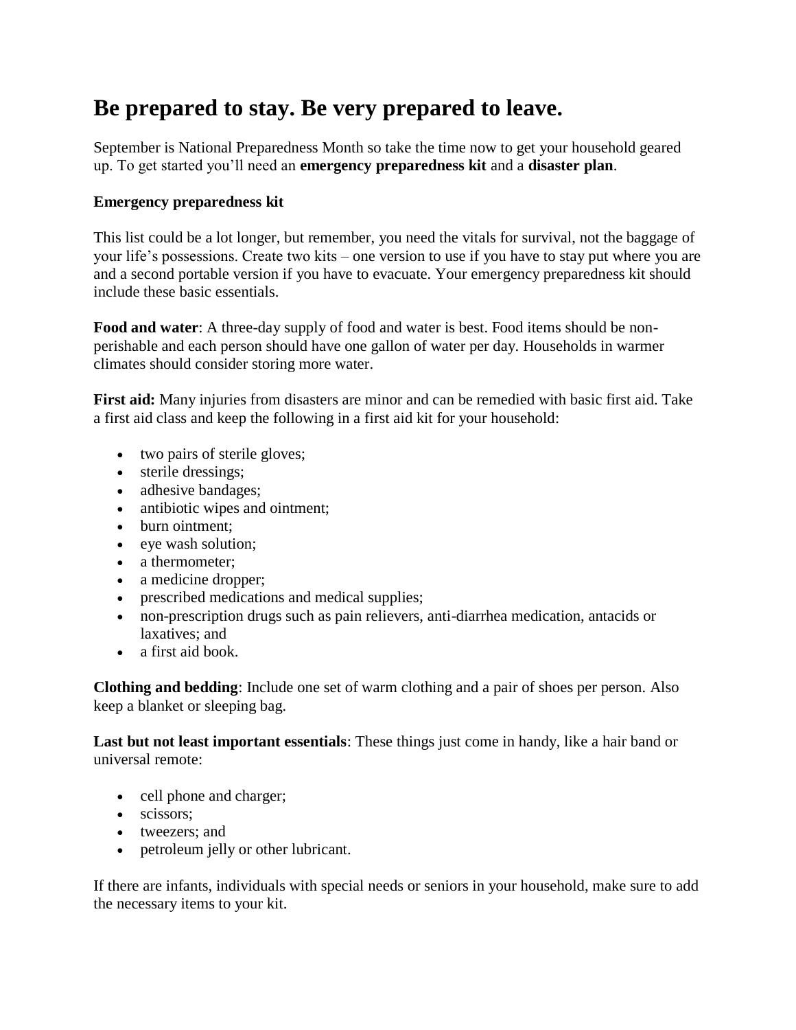# Be prepared to stay. Be very prepared to leave.

September is National Preparedness Month so take the time now to get your household geared up. To get started you'll need an **emergency preparedness kit** and a **disaster plan**.

**Emergency preparedness kit**

This list could be a lot longer, but remember, you need the vitals for survival, not the baggage of your life's possessions. Create two kits – one version to use if you have to stay put where you are and a second portable version if you have to evacuate. Your emergency preparedness kit should include these basic essentials.

**Food and water**: A three-day supply of food and water is best. Food items should be non-perishable and each person should have one gallon of water per day. Households in warmer climates should consider storing more water.

**First aid:** Many injuries from disasters are minor and can be remedied with basic first aid. Take a first aid class and keep the following in a first aid kit for your household:

- two pairs of sterile gloves;
- sterile dressings;
- adhesive bandages;
- antibiotic wipes and ointment;
- burn ointment;
- eye wash solution;
- a thermometer;
- a medicine dropper;
- prescribed medications and medical supplies;
- non-prescription drugs such as pain relievers, anti-diarrhea medication, antacids or laxatives; and
- a first aid book.

**Clothing and bedding**: Include one set of warm clothing and a pair of shoes per person. Also keep a blanket or sleeping bag.

**Last but not least important essentials**: These things just come in handy, like a hair band or universal remote:

- cell phone and charger;
- scissors;
- tweezers; and
- petroleum jelly or other lubricant.

If there are infants, individuals with special needs or seniors in your household, make sure to add the necessary items to your kit.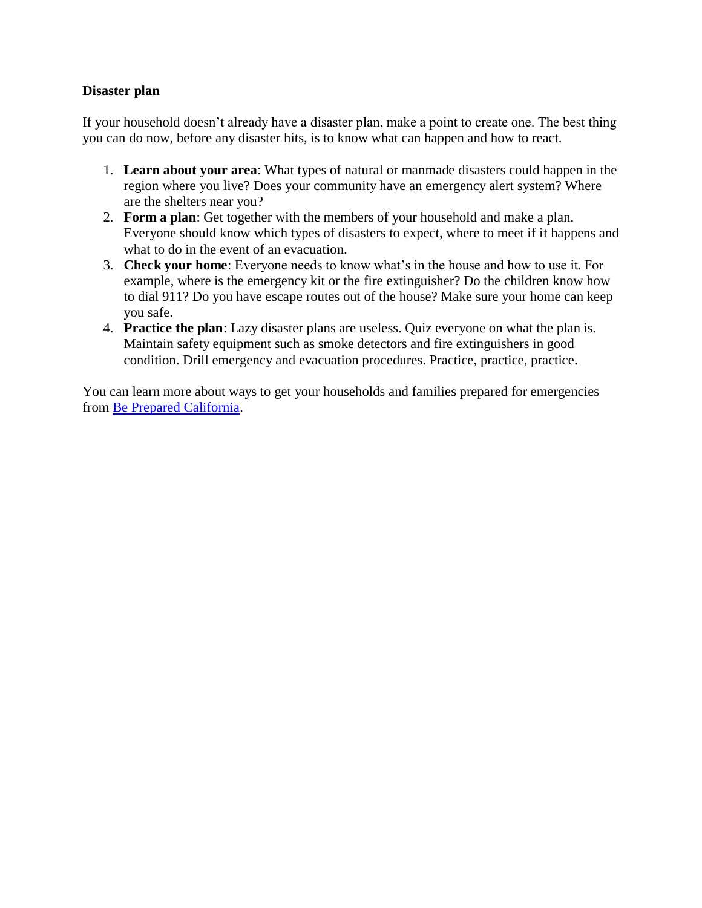**Disaster plan**

If your household doesn't already have a disaster plan, make a point to create one. The best thing you can do now, before any disaster hits, is to know what can happen and how to react.

1. **Learn about your area**: What types of natural or manmade disasters could happen in the region where you live? Does your community have an emergency alert system? Where are the shelters near you?
2. **Form a plan**: Get together with the members of your household and make a plan. Everyone should know which types of disasters to expect, where to meet if it happens and what to do in the event of an evacuation.
3. **Check your home**: Everyone needs to know what's in the house and how to use it. For example, where is the emergency kit or the fire extinguisher? Do the children know how to dial 911? Do you have escape routes out of the house? Make sure your home can keep you safe.
4. **Practice the plan**: Lazy disaster plans are useless. Quiz everyone on what the plan is. Maintain safety equipment such as smoke detectors and fire extinguishers in good condition. Drill emergency and evacuation procedures. Practice, practice, practice.

You can learn more about ways to get your households and families prepared for emergencies from Be Prepared California.